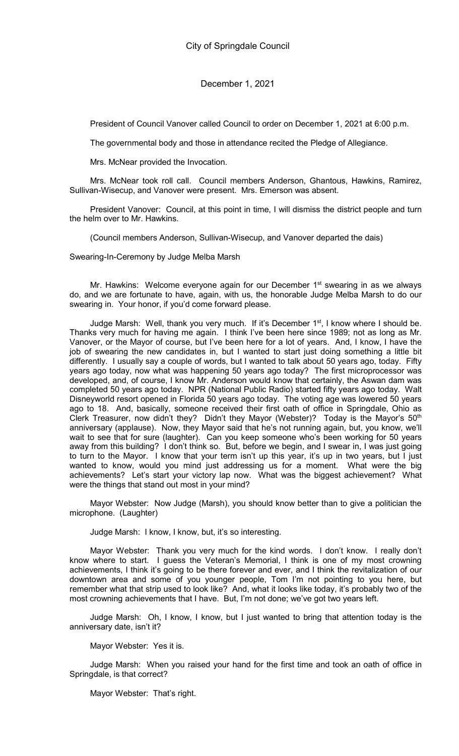City of Springdale Council

December 1, 2021

President of Council Vanover called Council to order on December 1, 2021 at 6:00 p.m.

The governmental body and those in attendance recited the Pledge of Allegiance.

Mrs. McNear provided the Invocation.

Mrs. McNear took roll call. Council members Anderson, Ghantous, Hawkins, Ramirez, Sullivan-Wisecup, and Vanover were present. Mrs. Emerson was absent.

President Vanover: Council, at this point in time, I will dismiss the district people and turn the helm over to Mr. Hawkins.

(Council members Anderson, Sullivan-Wisecup, and Vanover departed the dais)

Swearing-In-Ceremony by Judge Melba Marsh

Mr. Hawkins: Welcome everyone again for our December 1st swearing in as we always do, and we are fortunate to have, again, with us, the honorable Judge Melba Marsh to do our swearing in. Your honor, if you'd come forward please.

Judge Marsh: Well, thank you very much. If it's December 1st, I know where I should be. Thanks very much for having me again. I think I've been here since 1989; not as long as Mr. Vanover, or the Mayor of course, but I've been here for a lot of years. And, I know, I have the job of swearing the new candidates in, but I wanted to start just doing something a little bit differently. I usually say a couple of words, but I wanted to talk about 50 years ago, today. Fifty years ago today, now what was happening 50 years ago today? The first microprocessor was developed, and, of course, I know Mr. Anderson would know that certainly, the Aswan dam was completed 50 years ago today. NPR (National Public Radio) started fifty years ago today. Walt Disneyworld resort opened in Florida 50 years ago today. The voting age was lowered 50 years ago to 18. And, basically, someone received their first oath of office in Springdale, Ohio as Clerk Treasurer, now didn't they? Didn't they Mayor (Webster)? Today is the Mayor's 50th anniversary (applause). Now, they Mayor said that he's not running again, but, you know, we'll wait to see that for sure (laughter). Can you keep someone who's been working for 50 years away from this building? I don't think so. But, before we begin, and I swear in, I was just going to turn to the Mayor. I know that your term isn't up this year, it's up in two years, but I just wanted to know, would you mind just addressing us for a moment. What were the big achievements? Let's start your victory lap now. What was the biggest achievement? What were the things that stand out most in your mind?

Mayor Webster: Now Judge (Marsh), you should know better than to give a politician the microphone. (Laughter)

Judge Marsh: I know, I know, but, it's so interesting.

Mayor Webster: Thank you very much for the kind words. I don't know. I really don't know where to start. I guess the Veteran's Memorial, I think is one of my most crowning achievements, I think it's going to be there forever and ever, and I think the revitalization of our downtown area and some of you younger people, Tom I'm not pointing to you here, but remember what that strip used to look like? And, what it looks like today, it's probably two of the most crowning achievements that I have. But, I'm not done; we've got two years left.

Judge Marsh: Oh, I know, I know, but I just wanted to bring that attention today is the anniversary date, isn't it?

Mayor Webster: Yes it is.

Judge Marsh: When you raised your hand for the first time and took an oath of office in Springdale, is that correct?

Mayor Webster: That's right.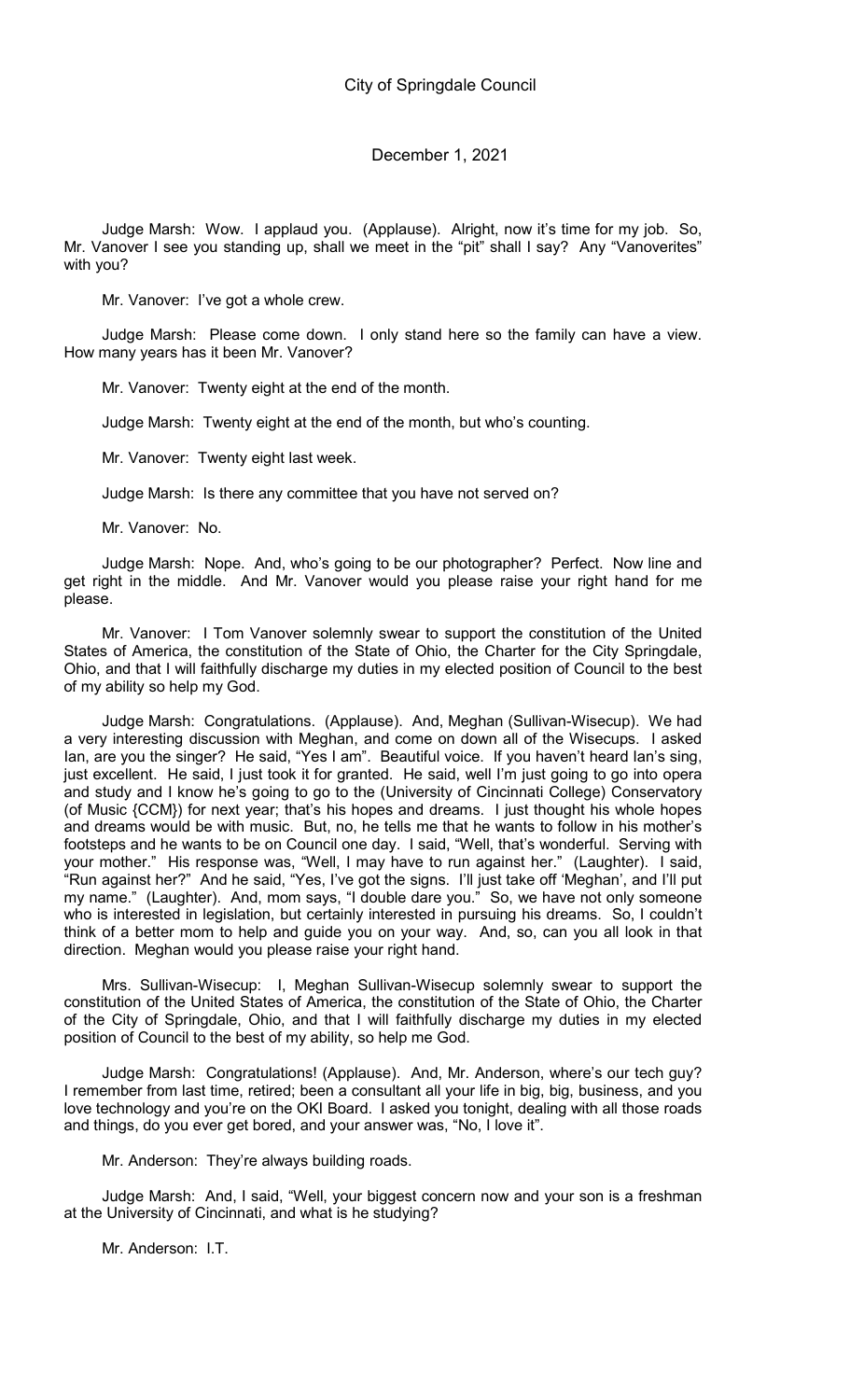Judge Marsh: Wow. I applaud you. (Applause). Alright, now it's time for my job. So, Mr. Vanover I see you standing up, shall we meet in the "pit" shall I say? Any "Vanoverites" with you?

Mr. Vanover: I've got a whole crew.

Judge Marsh: Please come down. I only stand here so the family can have a view. How many years has it been Mr. Vanover?

Mr. Vanover: Twenty eight at the end of the month.

Judge Marsh: Twenty eight at the end of the month, but who's counting.

Mr. Vanover: Twenty eight last week.

Judge Marsh: Is there any committee that you have not served on?

Mr. Vanover: No.

Judge Marsh: Nope. And, who's going to be our photographer? Perfect. Now line and get right in the middle. And Mr. Vanover would you please raise your right hand for me please.

Mr. Vanover: I Tom Vanover solemnly swear to support the constitution of the United States of America, the constitution of the State of Ohio, the Charter for the City Springdale, Ohio, and that I will faithfully discharge my duties in my elected position of Council to the best of my ability so help my God.

Judge Marsh: Congratulations. (Applause). And, Meghan (Sullivan-Wisecup). We had a very interesting discussion with Meghan, and come on down all of the Wisecups. I asked Ian, are you the singer? He said, "Yes I am". Beautiful voice. If you haven't heard Ian's sing, just excellent. He said, I just took it for granted. He said, well I'm just going to go into opera and study and I know he's going to go to the (University of Cincinnati College) Conservatory (of Music {CCM}) for next year; that's his hopes and dreams. I just thought his whole hopes and dreams would be with music. But, no, he tells me that he wants to follow in his mother's footsteps and he wants to be on Council one day. I said, "Well, that's wonderful. Serving with your mother." His response was, "Well, I may have to run against her." (Laughter). I said, "Run against her?" And he said, "Yes, I've got the signs. I'll just take off 'Meghan', and I'll put my name." (Laughter). And, mom says, "I double dare you." So, we have not only someone who is interested in legislation, but certainly interested in pursuing his dreams. So, I couldn't think of a better mom to help and guide you on your way. And, so, can you all look in that direction. Meghan would you please raise your right hand.

Mrs. Sullivan-Wisecup: I, Meghan Sullivan-Wisecup solemnly swear to support the constitution of the United States of America, the constitution of the State of Ohio, the Charter of the City of Springdale, Ohio, and that I will faithfully discharge my duties in my elected position of Council to the best of my ability, so help me God.

Judge Marsh: Congratulations! (Applause). And, Mr. Anderson, where's our tech guy? I remember from last time, retired; been a consultant all your life in big, big, business, and you love technology and you're on the OKI Board. I asked you tonight, dealing with all those roads and things, do you ever get bored, and your answer was, "No, I love it".

Mr. Anderson: They're always building roads.

Judge Marsh: And, I said, "Well, your biggest concern now and your son is a freshman at the University of Cincinnati, and what is he studying?

Mr. Anderson: I.T.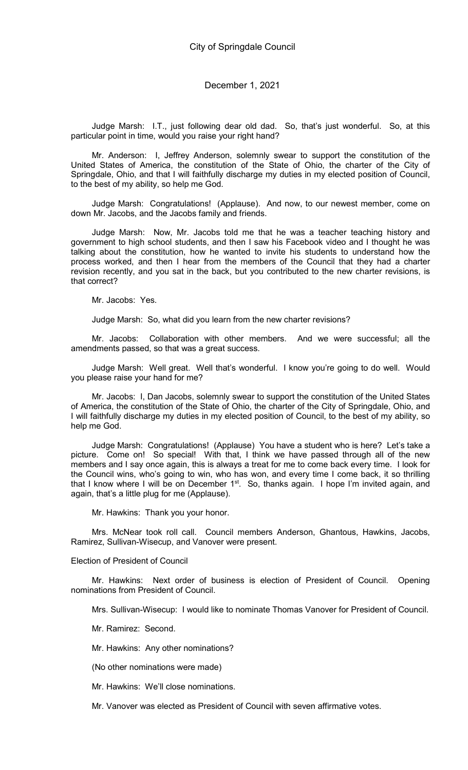Judge Marsh: I.T., just following dear old dad. So, that's just wonderful. So, at this particular point in time, would you raise your right hand?

Mr. Anderson: I, Jeffrey Anderson, solemnly swear to support the constitution of the United States of America, the constitution of the State of Ohio, the charter of the City of Springdale, Ohio, and that I will faithfully discharge my duties in my elected position of Council, to the best of my ability, so help me God.

Judge Marsh: Congratulations! (Applause). And now, to our newest member, come on down Mr. Jacobs, and the Jacobs family and friends.

Judge Marsh: Now, Mr. Jacobs told me that he was a teacher teaching history and government to high school students, and then I saw his Facebook video and I thought he was talking about the constitution, how he wanted to invite his students to understand how the process worked, and then I hear from the members of the Council that they had a charter revision recently, and you sat in the back, but you contributed to the new charter revisions, is that correct?

Mr. Jacobs: Yes.

Judge Marsh: So, what did you learn from the new charter revisions?

Mr. Jacobs: Collaboration with other members. And we were successful; all the amendments passed, so that was a great success.

Judge Marsh: Well great. Well that's wonderful. I know you're going to do well. Would you please raise your hand for me?

Mr. Jacobs: I, Dan Jacobs, solemnly swear to support the constitution of the United States of America, the constitution of the State of Ohio, the charter of the City of Springdale, Ohio, and I will faithfully discharge my duties in my elected position of Council, to the best of my ability, so help me God.

Judge Marsh: Congratulations! (Applause) You have a student who is here? Let's take a picture. Come on! So special! With that, I think we have passed through all of the new members and I say once again, this is always a treat for me to come back every time. I look for the Council wins, who's going to win, who has won, and every time I come back, it so thrilling that I know where I will be on December 1st. So, thanks again. I hope I'm invited again, and again, that's a little plug for me (Applause).

Mr. Hawkins: Thank you your honor.

Mrs. McNear took roll call. Council members Anderson, Ghantous, Hawkins, Jacobs, Ramirez, Sullivan-Wisecup, and Vanover were present.

Election of President of Council

Mr. Hawkins: Next order of business is election of President of Council. Opening nominations from President of Council.

Mrs. Sullivan-Wisecup: I would like to nominate Thomas Vanover for President of Council.

Mr. Ramirez: Second.

Mr. Hawkins: Any other nominations?

(No other nominations were made)

Mr. Hawkins: We'll close nominations.

Mr. Vanover was elected as President of Council with seven affirmative votes.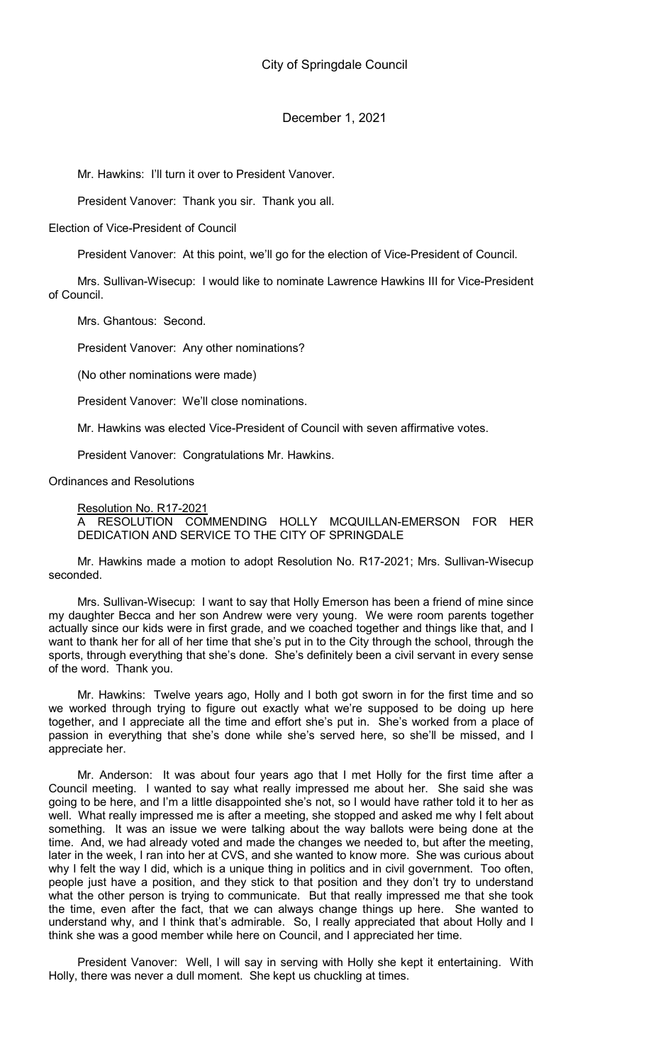Mr. Hawkins: I'll turn it over to President Vanover.

President Vanover: Thank you sir. Thank you all.

Election of Vice-President of Council

President Vanover: At this point, we'll go for the election of Vice-President of Council.

Mrs. Sullivan-Wisecup: I would like to nominate Lawrence Hawkins III for Vice-President of Council.

Mrs. Ghantous: Second.

President Vanover: Any other nominations?

(No other nominations were made)

President Vanover: We'll close nominations.

Mr. Hawkins was elected Vice-President of Council with seven affirmative votes.

President Vanover: Congratulations Mr. Hawkins.

Ordinances and Resolutions

Resolution No. R17-2021
A RESOLUTION COMMENDING HOLLY MCQUILLAN-EMERSON FOR HER DEDICATION AND SERVICE TO THE CITY OF SPRINGDALE

Mr. Hawkins made a motion to adopt Resolution No. R17-2021; Mrs. Sullivan-Wisecup seconded.

Mrs. Sullivan-Wisecup: I want to say that Holly Emerson has been a friend of mine since my daughter Becca and her son Andrew were very young. We were room parents together actually since our kids were in first grade, and we coached together and things like that, and I want to thank her for all of her time that she's put in to the City through the school, through the sports, through everything that she's done. She's definitely been a civil servant in every sense of the word. Thank you.

Mr. Hawkins: Twelve years ago, Holly and I both got sworn in for the first time and so we worked through trying to figure out exactly what we're supposed to be doing up here together, and I appreciate all the time and effort she's put in. She's worked from a place of passion in everything that she's done while she's served here, so she'll be missed, and I appreciate her.

Mr. Anderson: It was about four years ago that I met Holly for the first time after a Council meeting. I wanted to say what really impressed me about her. She said she was going to be here, and I'm a little disappointed she's not, so I would have rather told it to her as well. What really impressed me is after a meeting, she stopped and asked me why I felt about something. It was an issue we were talking about the way ballots were being done at the time. And, we had already voted and made the changes we needed to, but after the meeting, later in the week, I ran into her at CVS, and she wanted to know more. She was curious about why I felt the way I did, which is a unique thing in politics and in civil government. Too often, people just have a position, and they stick to that position and they don't try to understand what the other person is trying to communicate. But that really impressed me that she took the time, even after the fact, that we can always change things up here. She wanted to understand why, and I think that's admirable. So, I really appreciated that about Holly and I think she was a good member while here on Council, and I appreciated her time.

President Vanover: Well, I will say in serving with Holly she kept it entertaining. With Holly, there was never a dull moment. She kept us chuckling at times.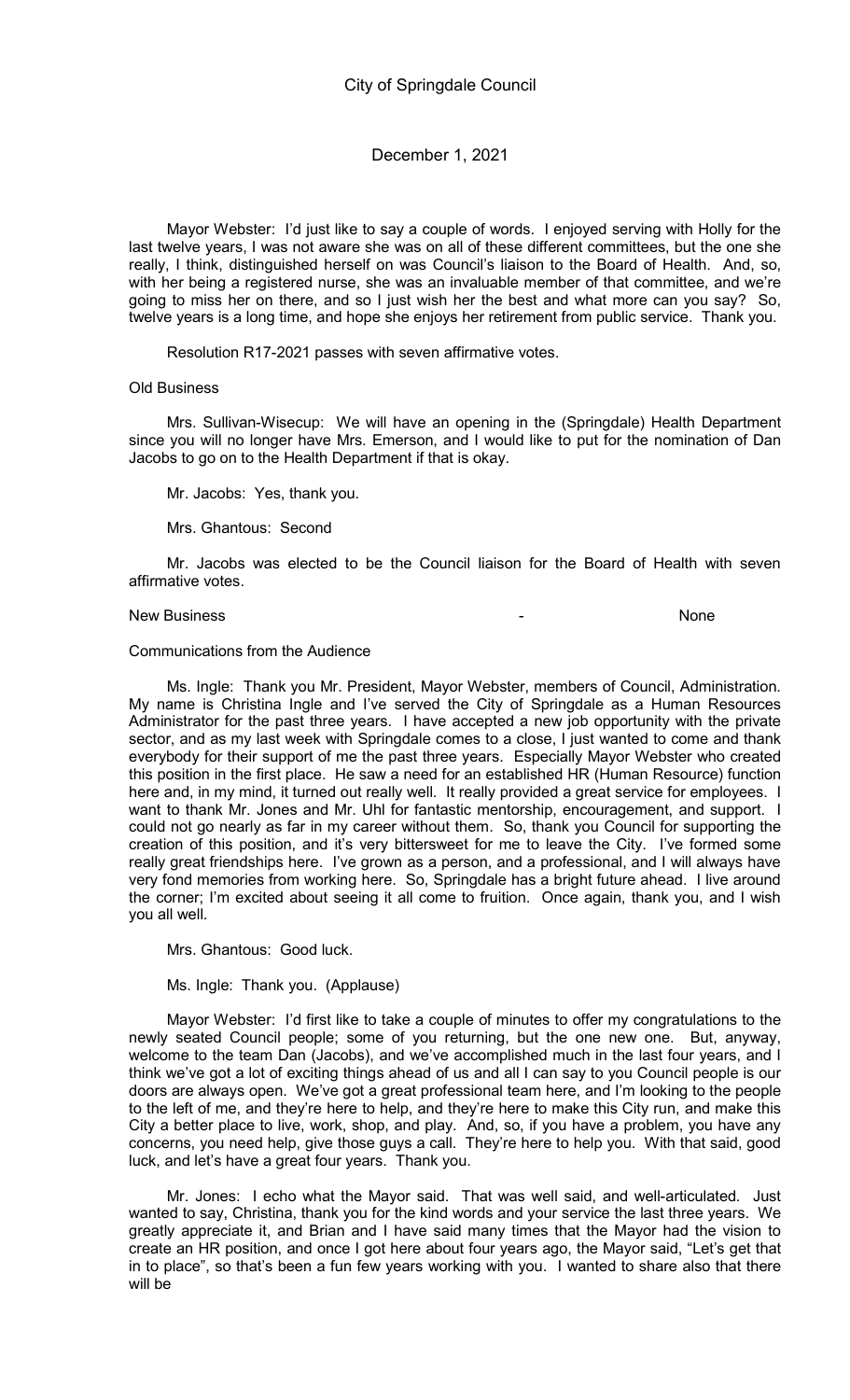Mayor Webster: I'd just like to say a couple of words. I enjoyed serving with Holly for the last twelve years, I was not aware she was on all of these different committees, but the one she really, I think, distinguished herself on was Council's liaison to the Board of Health. And, so, with her being a registered nurse, she was an invaluable member of that committee, and we're going to miss her on there, and so I just wish her the best and what more can you say? So, twelve years is a long time, and hope she enjoys her retirement from public service. Thank you.

Resolution R17-2021 passes with seven affirmative votes.

Old Business

Mrs. Sullivan-Wisecup: We will have an opening in the (Springdale) Health Department since you will no longer have Mrs. Emerson, and I would like to put for the nomination of Dan Jacobs to go on to the Health Department if that is okay.

Mr. Jacobs: Yes, thank you.

Mrs. Ghantous: Second

Mr. Jacobs was elected to be the Council liaison for the Board of Health with seven affirmative votes.

New Business - None

Communications from the Audience

Ms. Ingle: Thank you Mr. President, Mayor Webster, members of Council, Administration. My name is Christina Ingle and I've served the City of Springdale as a Human Resources Administrator for the past three years. I have accepted a new job opportunity with the private sector, and as my last week with Springdale comes to a close, I just wanted to come and thank everybody for their support of me the past three years. Especially Mayor Webster who created this position in the first place. He saw a need for an established HR (Human Resource) function here and, in my mind, it turned out really well. It really provided a great service for employees. I want to thank Mr. Jones and Mr. Uhl for fantastic mentorship, encouragement, and support. I could not go nearly as far in my career without them. So, thank you Council for supporting the creation of this position, and it's very bittersweet for me to leave the City. I've formed some really great friendships here. I've grown as a person, and a professional, and I will always have very fond memories from working here. So, Springdale has a bright future ahead. I live around the corner; I'm excited about seeing it all come to fruition. Once again, thank you, and I wish you all well.

Mrs. Ghantous: Good luck.

Ms. Ingle: Thank you. (Applause)

Mayor Webster: I'd first like to take a couple of minutes to offer my congratulations to the newly seated Council people; some of you returning, but the one new one. But, anyway, welcome to the team Dan (Jacobs), and we've accomplished much in the last four years, and I think we've got a lot of exciting things ahead of us and all I can say to you Council people is our doors are always open. We've got a great professional team here, and I'm looking to the people to the left of me, and they're here to help, and they're here to make this City run, and make this City a better place to live, work, shop, and play. And, so, if you have a problem, you have any concerns, you need help, give those guys a call. They're here to help you. With that said, good luck, and let's have a great four years. Thank you.

Mr. Jones: I echo what the Mayor said. That was well said, and well-articulated. Just wanted to say, Christina, thank you for the kind words and your service the last three years. We greatly appreciate it, and Brian and I have said many times that the Mayor had the vision to create an HR position, and once I got here about four years ago, the Mayor said, "Let's get that in to place", so that's been a fun few years working with you. I wanted to share also that there will be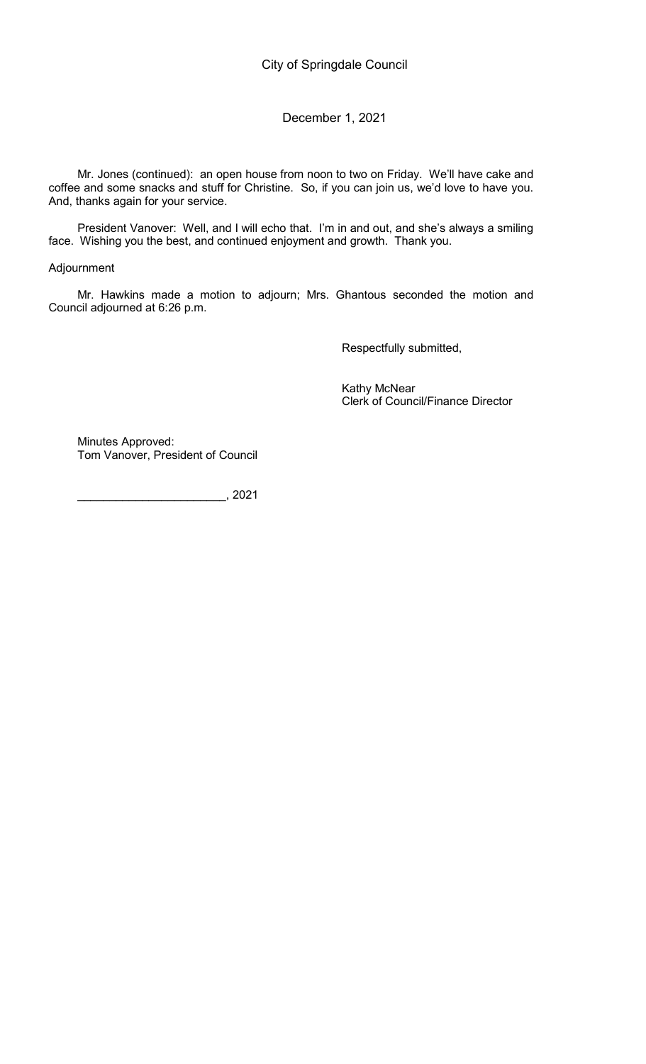Mr. Jones (continued): an open house from noon to two on Friday. We'll have cake and coffee and some snacks and stuff for Christine. So, if you can join us, we'd love to have you. And, thanks again for your service.

President Vanover: Well, and I will echo that. I'm in and out, and she's always a smiling face. Wishing you the best, and continued enjoyment and growth. Thank you.

Adjournment

Mr. Hawkins made a motion to adjourn; Mrs. Ghantous seconded the motion and Council adjourned at 6:26 p.m.

Respectfully submitted,

Kathy McNear
Clerk of Council/Finance Director

Minutes Approved:
Tom Vanover, President of Council

_______________________, 2021